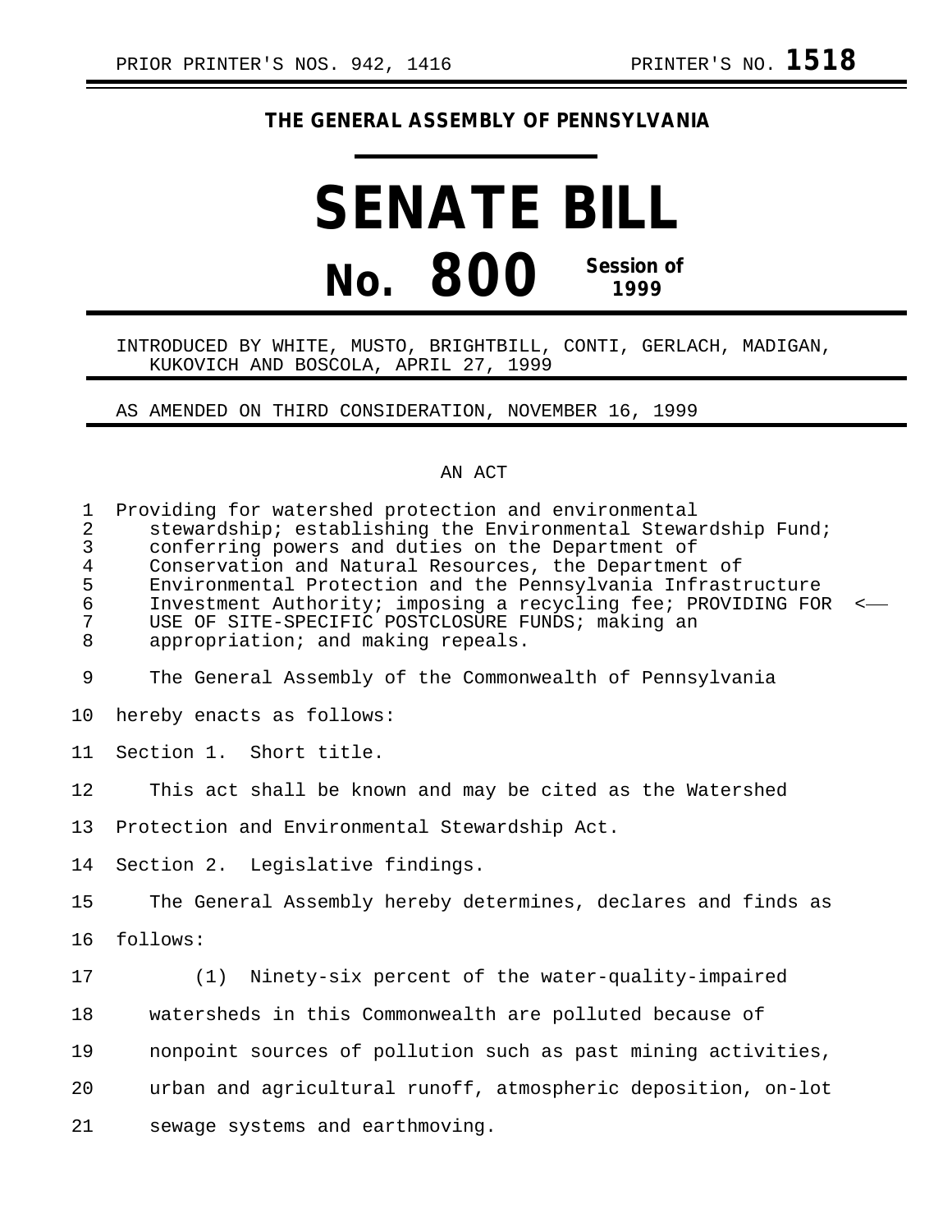PRIOR PRINTER'S NOS. 942, 1416 PRINTER'S NO. **1518**

**THE GENERAL ASSEMBLY OF PENNSYLVANIA**

# SENATE BILL

# No. 800 Session of 1999

INTRODUCED BY WHITE, MUSTO, BRIGHTBILL, CONTI, GERLACH, MADIGAN, KUKOVICH AND BOSCOLA, APRIL 27, 1999

AS AMENDED ON THIRD CONSIDERATION, NOVEMBER 16, 1999

AN ACT

Providing for watershed protection and environmental stewardship; establishing the Environmental Stewardship Fund; conferring powers and duties on the Department of Conservation and Natural Resources, the Department of Environmental Protection and the Pennsylvania Infrastructure Investment Authority; imposing a recycling fee; PROVIDING FOR USE OF SITE-SPECIFIC POSTCLOSURE FUNDS; making an appropriation; and making repeals.

The General Assembly of the Commonwealth of Pennsylvania hereby enacts as follows:

Section 1. Short title.

This act shall be known and may be cited as the Watershed Protection and Environmental Stewardship Act.

Section 2. Legislative findings.

The General Assembly hereby determines, declares and finds as follows:

(1) Ninety-six percent of the water-quality-impaired watersheds in this Commonwealth are polluted because of nonpoint sources of pollution such as past mining activities, urban and agricultural runoff, atmospheric deposition, on-lot sewage systems and earthmoving.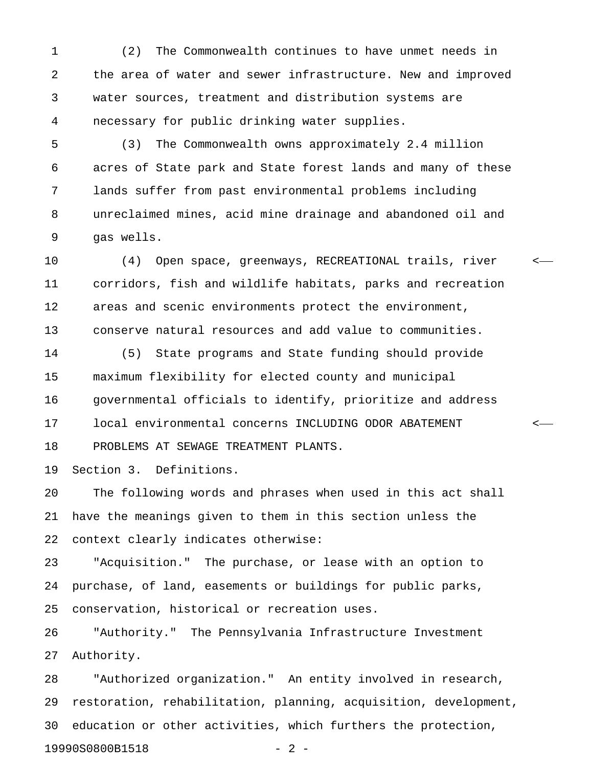(2) The Commonwealth continues to have unmet needs in the area of water and sewer infrastructure. New and improved water sources, treatment and distribution systems are necessary for public drinking water supplies.

(3) The Commonwealth owns approximately 2.4 million acres of State park and State forest lands and many of these lands suffer from past environmental problems including unreclaimed mines, acid mine drainage and abandoned oil and gas wells.

(4) Open space, greenways, RECREATIONAL trails, river corridors, fish and wildlife habitats, parks and recreation areas and scenic environments protect the environment, conserve natural resources and add value to communities.

(5) State programs and State funding should provide maximum flexibility for elected county and municipal governmental officials to identify, prioritize and address local environmental concerns INCLUDING ODOR ABATEMENT PROBLEMS AT SEWAGE TREATMENT PLANTS.

Section 3. Definitions.

The following words and phrases when used in this act shall have the meanings given to them in this section unless the context clearly indicates otherwise:

"Acquisition." The purchase, or lease with an option to purchase, of land, easements or buildings for public parks, conservation, historical or recreation uses.

"Authority." The Pennsylvania Infrastructure Investment Authority.

"Authorized organization." An entity involved in research, restoration, rehabilitation, planning, acquisition, development, education or other activities, which furthers the protection,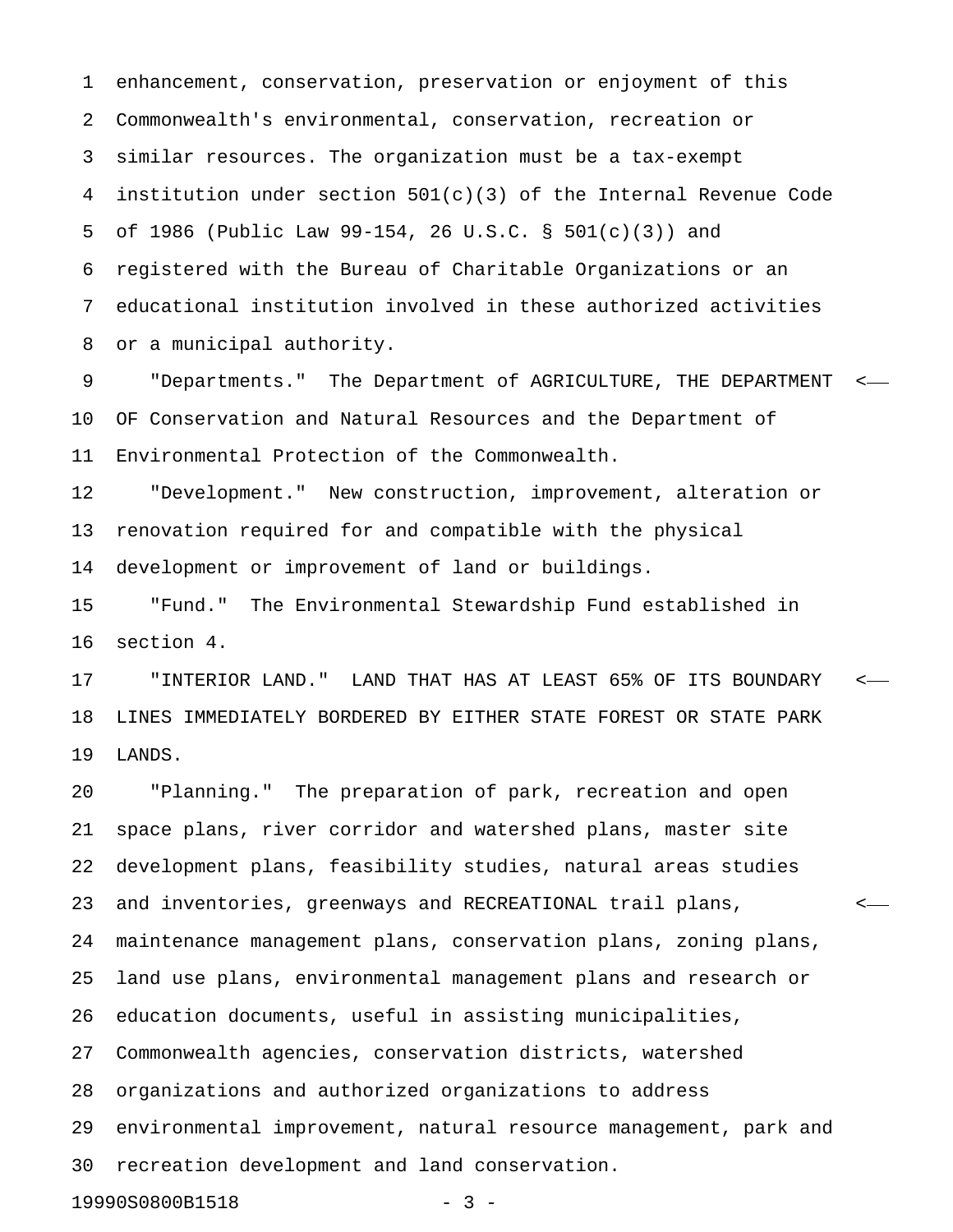enhancement, conservation, preservation or enjoyment of this Commonwealth's environmental, conservation, recreation or similar resources. The organization must be a tax-exempt institution under section 501(c)(3) of the Internal Revenue Code of 1986 (Public Law 99-154, 26 U.S.C. § 501(c)(3)) and registered with the Bureau of Charitable Organizations or an educational institution involved in these authorized activities or a municipal authority.

"Departments." The Department of AGRICULTURE, THE DEPARTMENT OF Conservation and Natural Resources and the Department of Environmental Protection of the Commonwealth.

"Development." New construction, improvement, alteration or renovation required for and compatible with the physical development or improvement of land or buildings.

"Fund." The Environmental Stewardship Fund established in section 4.

"INTERIOR LAND." LAND THAT HAS AT LEAST 65% OF ITS BOUNDARY LINES IMMEDIATELY BORDERED BY EITHER STATE FOREST OR STATE PARK LANDS.

"Planning." The preparation of park, recreation and open space plans, river corridor and watershed plans, master site development plans, feasibility studies, natural areas studies and inventories, greenways and RECREATIONAL trail plans, maintenance management plans, conservation plans, zoning plans, land use plans, environmental management plans and research or education documents, useful in assisting municipalities, Commonwealth agencies, conservation districts, watershed organizations and authorized organizations to address environmental improvement, natural resource management, park and recreation development and land conservation.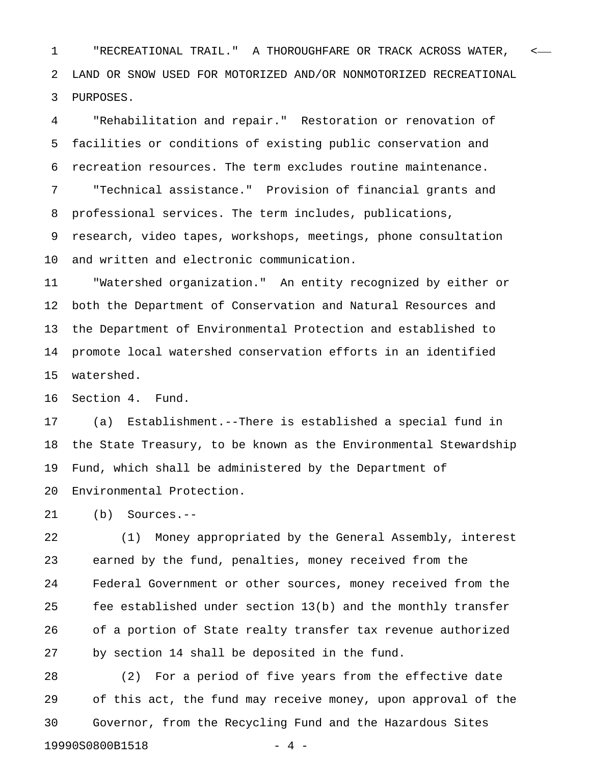"RECREATIONAL TRAIL." A THOROUGHFARE OR TRACK ACROSS WATER, LAND OR SNOW USED FOR MOTORIZED AND/OR NONMOTORIZED RECREATIONAL PURPOSES.

"Rehabilitation and repair." Restoration or renovation of facilities or conditions of existing public conservation and recreation resources. The term excludes routine maintenance.

"Technical assistance." Provision of financial grants and professional services. The term includes, publications, research, video tapes, workshops, meetings, phone consultation and written and electronic communication.

"Watershed organization." An entity recognized by either or both the Department of Conservation and Natural Resources and the Department of Environmental Protection and established to promote local watershed conservation efforts in an identified watershed.

Section 4. Fund.

(a) Establishment.--There is established a special fund in the State Treasury, to be known as the Environmental Stewardship Fund, which shall be administered by the Department of Environmental Protection.

(b) Sources.--

(1) Money appropriated by the General Assembly, interest earned by the fund, penalties, money received from the Federal Government or other sources, money received from the fee established under section 13(b) and the monthly transfer of a portion of State realty transfer tax revenue authorized by section 14 shall be deposited in the fund.

(2) For a period of five years from the effective date of this act, the fund may receive money, upon approval of the Governor, from the Recycling Fund and the Hazardous Sites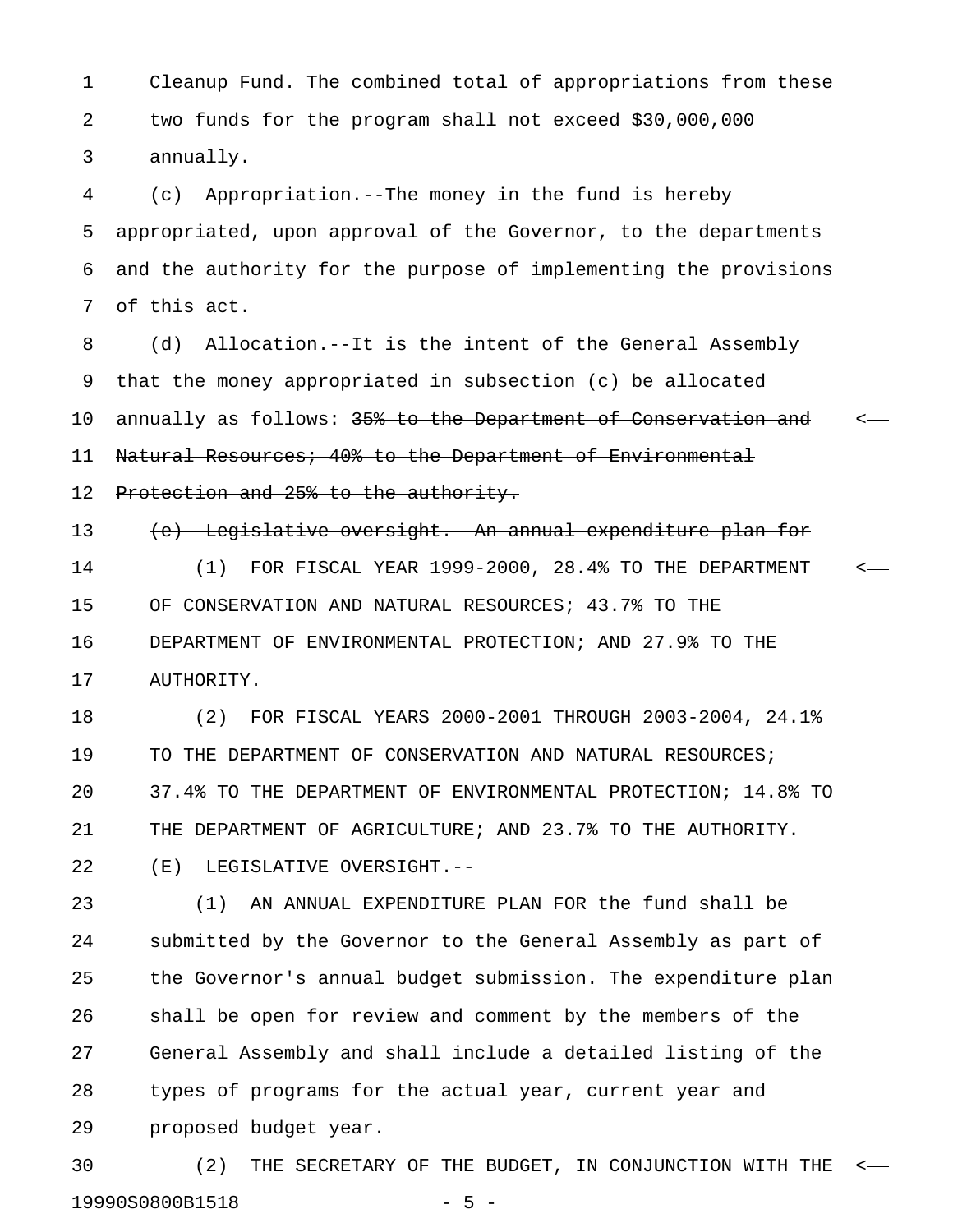Cleanup Fund. The combined total of appropriations from these two funds for the program shall not exceed $30,000,000 annually.

(c) Appropriation.--The money in the fund is hereby appropriated, upon approval of the Governor, to the departments and the authority for the purpose of implementing the provisions of this act.

(d) Allocation.--It is the intent of the General Assembly that the money appropriated in subsection (c) be allocated annually as follows: ~~35% to the Department of Conservation and Natural Resources; 40% to the Department of Environmental Protection and 25% to the authority.~~

~~(e) Legislative oversight.--An annual expenditure plan for~~

(1) FOR FISCAL YEAR 1999-2000, 28.4% TO THE DEPARTMENT OF CONSERVATION AND NATURAL RESOURCES; 43.7% TO THE DEPARTMENT OF ENVIRONMENTAL PROTECTION; AND 27.9% TO THE AUTHORITY.

(2) FOR FISCAL YEARS 2000-2001 THROUGH 2003-2004, 24.1% TO THE DEPARTMENT OF CONSERVATION AND NATURAL RESOURCES; 37.4% TO THE DEPARTMENT OF ENVIRONMENTAL PROTECTION; 14.8% TO THE DEPARTMENT OF AGRICULTURE; AND 23.7% TO THE AUTHORITY.

(E) LEGISLATIVE OVERSIGHT.--

(1) AN ANNUAL EXPENDITURE PLAN FOR the fund shall be submitted by the Governor to the General Assembly as part of the Governor's annual budget submission. The expenditure plan shall be open for review and comment by the members of the General Assembly and shall include a detailed listing of the types of programs for the actual year, current year and proposed budget year.

(2) THE SECRETARY OF THE BUDGET, IN CONJUNCTION WITH THE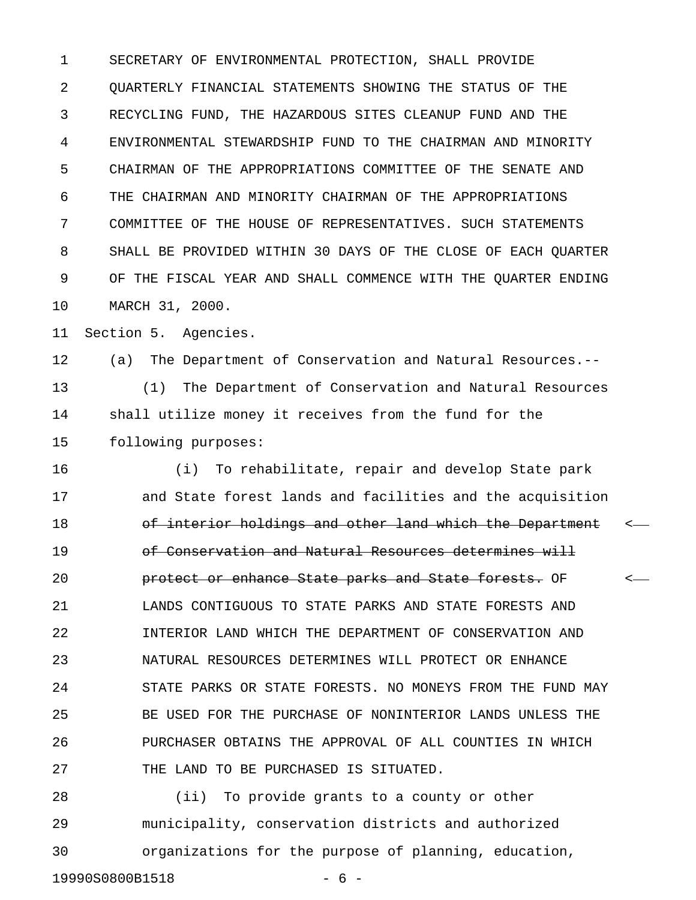SECRETARY OF ENVIRONMENTAL PROTECTION, SHALL PROVIDE QUARTERLY FINANCIAL STATEMENTS SHOWING THE STATUS OF THE RECYCLING FUND, THE HAZARDOUS SITES CLEANUP FUND AND THE ENVIRONMENTAL STEWARDSHIP FUND TO THE CHAIRMAN AND MINORITY CHAIRMAN OF THE APPROPRIATIONS COMMITTEE OF THE SENATE AND THE CHAIRMAN AND MINORITY CHAIRMAN OF THE APPROPRIATIONS COMMITTEE OF THE HOUSE OF REPRESENTATIVES. SUCH STATEMENTS SHALL BE PROVIDED WITHIN 30 DAYS OF THE CLOSE OF EACH QUARTER OF THE FISCAL YEAR AND SHALL COMMENCE WITH THE QUARTER ENDING MARCH 31, 2000.

Section 5. Agencies.

(a) The Department of Conservation and Natural Resources.--

(1) The Department of Conservation and Natural Resources shall utilize money it receives from the fund for the following purposes:

(i) To rehabilitate, repair and develop State park and State forest lands and facilities and the acquisition ~~of interior holdings and other land which the Department of Conservation and Natural Resources determines will protect or enhance State parks and State forests.~~ OF LANDS CONTIGUOUS TO STATE PARKS AND STATE FORESTS AND INTERIOR LAND WHICH THE DEPARTMENT OF CONSERVATION AND NATURAL RESOURCES DETERMINES WILL PROTECT OR ENHANCE STATE PARKS OR STATE FORESTS. NO MONEYS FROM THE FUND MAY BE USED FOR THE PURCHASE OF NONINTERIOR LANDS UNLESS THE PURCHASER OBTAINS THE APPROVAL OF ALL COUNTIES IN WHICH THE LAND TO BE PURCHASED IS SITUATED.

(ii) To provide grants to a county or other municipality, conservation districts and authorized organizations for the purpose of planning, education,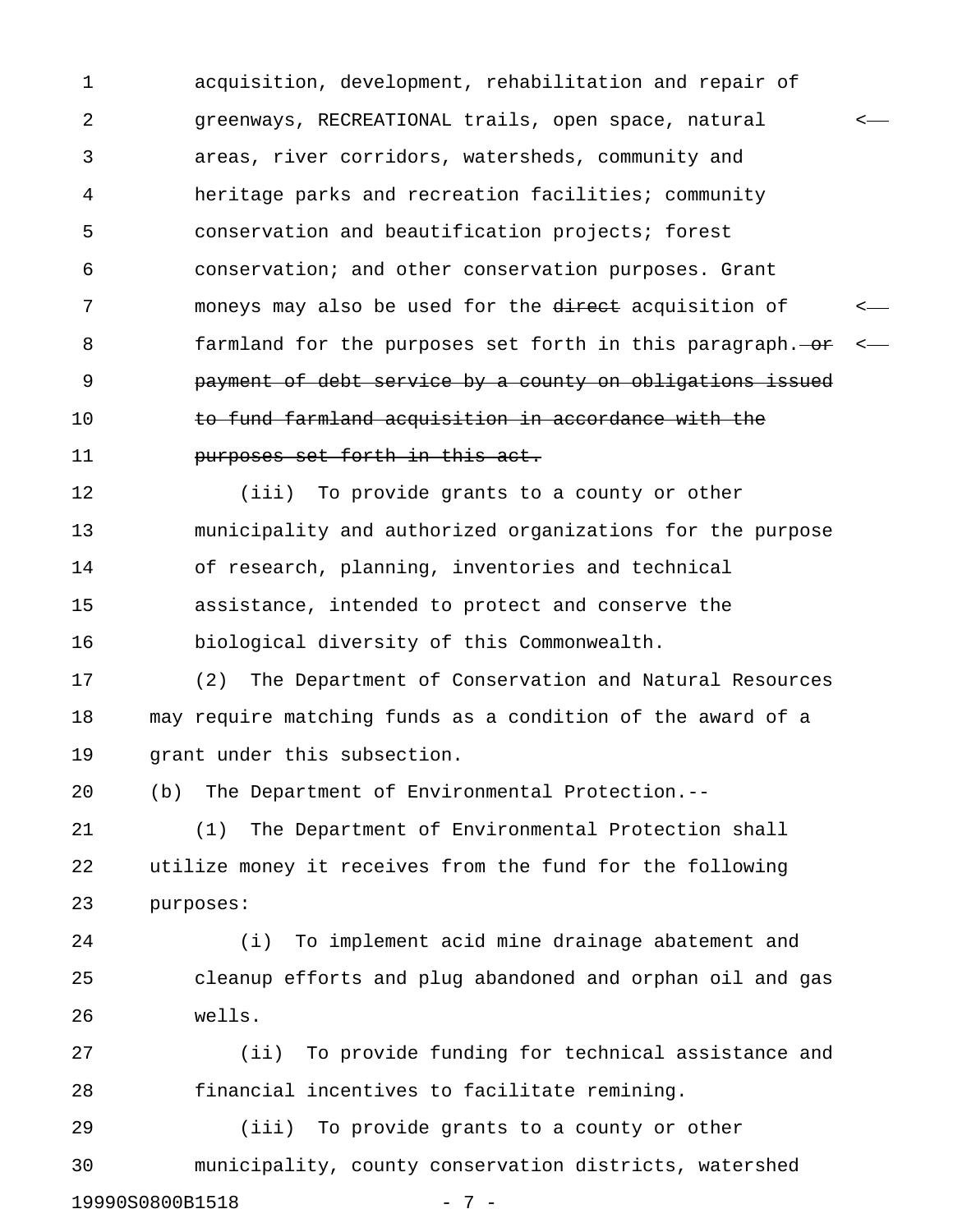acquisition, development, rehabilitation and repair of greenways, RECREATIONAL trails, open space, natural areas, river corridors, watersheds, community and heritage parks and recreation facilities; community conservation and beautification projects; forest conservation; and other conservation purposes. Grant moneys may also be used for the ~~direct~~ acquisition of farmland for the purposes set forth in this paragraph.~~ or payment of debt service by a county on obligations issued to fund farmland acquisition in accordance with the purposes set forth in this act.~~

(iii) To provide grants to a county or other municipality and authorized organizations for the purpose of research, planning, inventories and technical assistance, intended to protect and conserve the biological diversity of this Commonwealth.

(2) The Department of Conservation and Natural Resources may require matching funds as a condition of the award of a grant under this subsection.

(b) The Department of Environmental Protection.--

(1) The Department of Environmental Protection shall utilize money it receives from the fund for the following purposes:

(i) To implement acid mine drainage abatement and cleanup efforts and plug abandoned and orphan oil and gas wells.

(ii) To provide funding for technical assistance and financial incentives to facilitate remining.

(iii) To provide grants to a county or other municipality, county conservation districts, watershed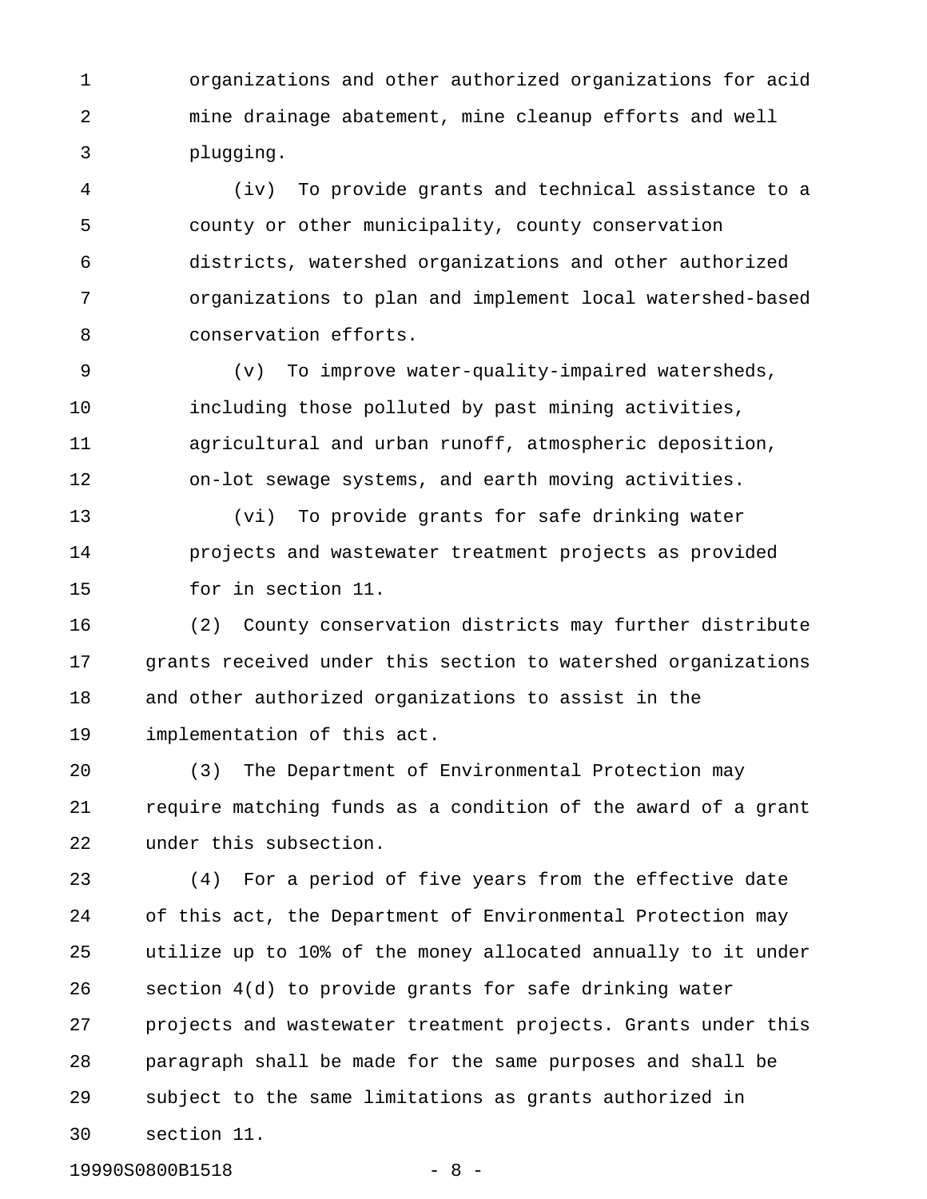organizations and other authorized organizations for acid mine drainage abatement, mine cleanup efforts and well plugging.

(iv) To provide grants and technical assistance to a county or other municipality, county conservation districts, watershed organizations and other authorized organizations to plan and implement local watershed-based conservation efforts.

(v) To improve water-quality-impaired watersheds, including those polluted by past mining activities, agricultural and urban runoff, atmospheric deposition, on-lot sewage systems, and earth moving activities.

(vi) To provide grants for safe drinking water projects and wastewater treatment projects as provided for in section 11.

(2) County conservation districts may further distribute grants received under this section to watershed organizations and other authorized organizations to assist in the implementation of this act.

(3) The Department of Environmental Protection may require matching funds as a condition of the award of a grant under this subsection.

(4) For a period of five years from the effective date of this act, the Department of Environmental Protection may utilize up to 10% of the money allocated annually to it under section 4(d) to provide grants for safe drinking water projects and wastewater treatment projects. Grants under this paragraph shall be made for the same purposes and shall be subject to the same limitations as grants authorized in section 11.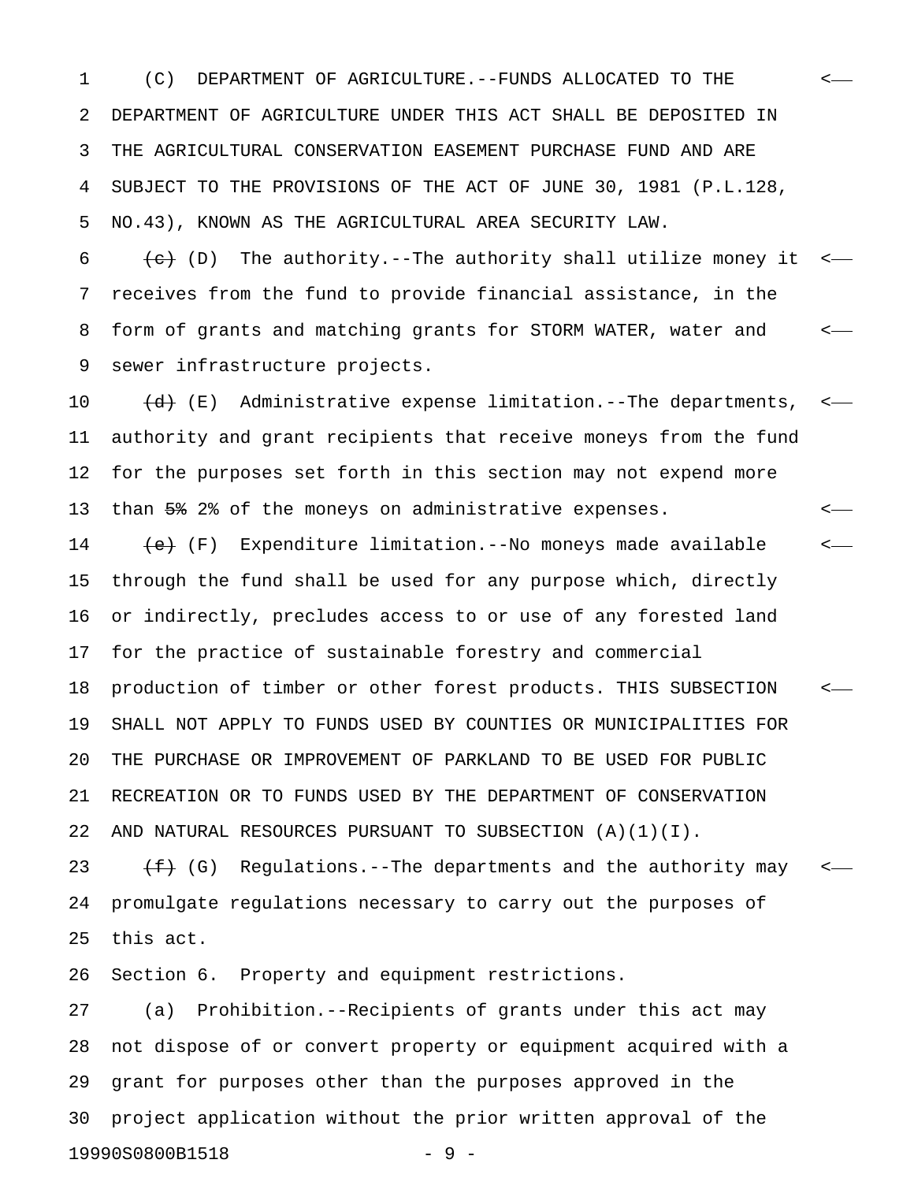(C) DEPARTMENT OF AGRICULTURE.--FUNDS ALLOCATED TO THE DEPARTMENT OF AGRICULTURE UNDER THIS ACT SHALL BE DEPOSITED IN THE AGRICULTURAL CONSERVATION EASEMENT PURCHASE FUND AND ARE SUBJECT TO THE PROVISIONS OF THE ACT OF JUNE 30, 1981 (P.L.128, NO.43), KNOWN AS THE AGRICULTURAL AREA SECURITY LAW.

~~(c)~~ (D) The authority.--The authority shall utilize money it receives from the fund to provide financial assistance, in the form of grants and matching grants for STORM WATER, water and sewer infrastructure projects.

~~(d)~~ (E) Administrative expense limitation.--The departments, authority and grant recipients that receive moneys from the fund for the purposes set forth in this section may not expend more than ~~5%~~ 2% of the moneys on administrative expenses.

~~(e)~~ (F) Expenditure limitation.--No moneys made available through the fund shall be used for any purpose which, directly or indirectly, precludes access to or use of any forested land for the practice of sustainable forestry and commercial production of timber or other forest products. THIS SUBSECTION SHALL NOT APPLY TO FUNDS USED BY COUNTIES OR MUNICIPALITIES FOR THE PURCHASE OR IMPROVEMENT OF PARKLAND TO BE USED FOR PUBLIC RECREATION OR TO FUNDS USED BY THE DEPARTMENT OF CONSERVATION AND NATURAL RESOURCES PURSUANT TO SUBSECTION (A)(1)(I).

~~(f)~~ (G) Regulations.--The departments and the authority may promulgate regulations necessary to carry out the purposes of this act.

Section 6. Property and equipment restrictions.

(a) Prohibition.--Recipients of grants under this act may not dispose of or convert property or equipment acquired with a grant for purposes other than the purposes approved in the project application without the prior written approval of the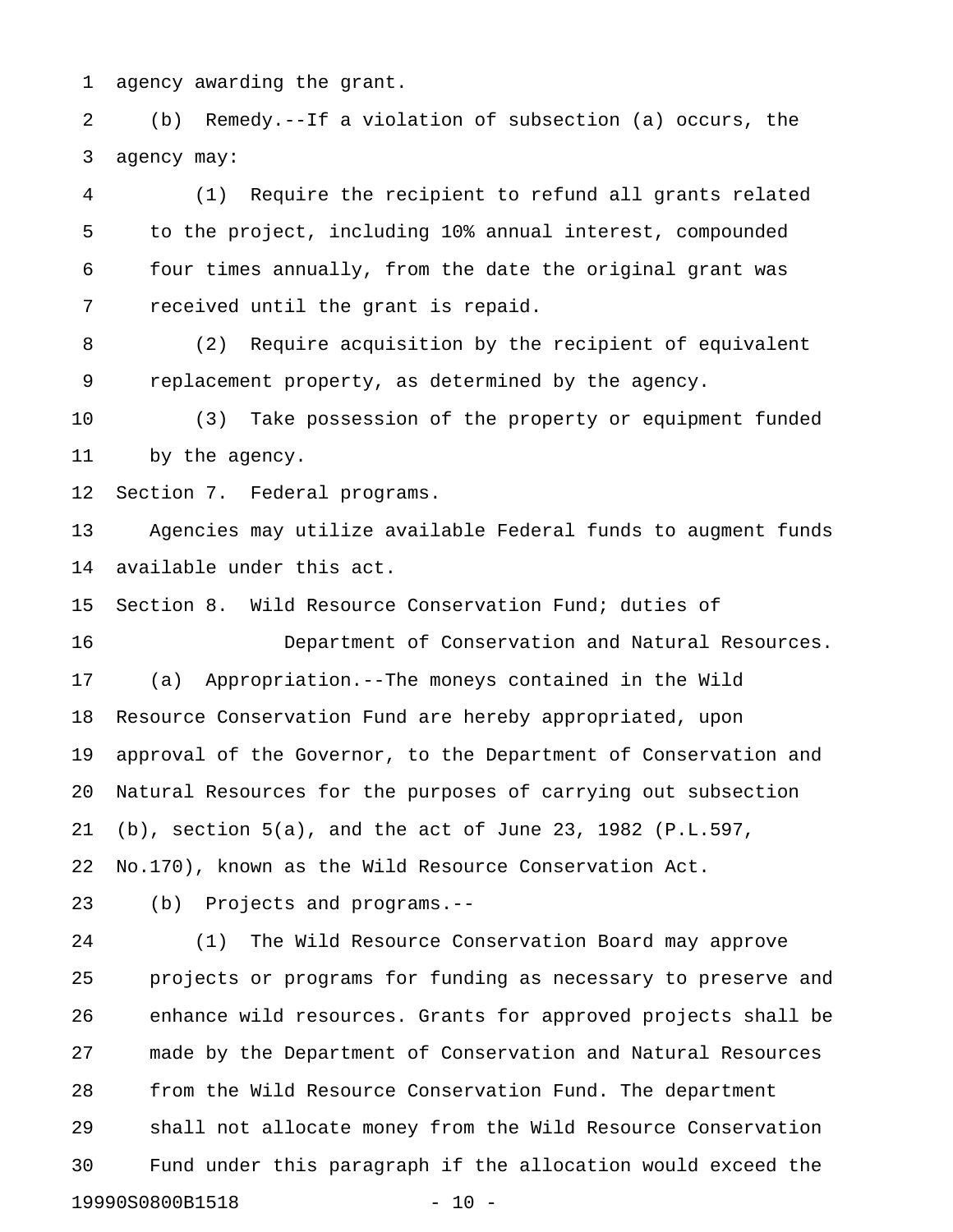agency awarding the grant.

(b) Remedy.--If a violation of subsection (a) occurs, the agency may:

(1) Require the recipient to refund all grants related to the project, including 10% annual interest, compounded four times annually, from the date the original grant was received until the grant is repaid.

(2) Require acquisition by the recipient of equivalent replacement property, as determined by the agency.

(3) Take possession of the property or equipment funded by the agency.

Section 7. Federal programs.

Agencies may utilize available Federal funds to augment funds available under this act.

Section 8. Wild Resource Conservation Fund; duties of Department of Conservation and Natural Resources.

(a) Appropriation.--The moneys contained in the Wild Resource Conservation Fund are hereby appropriated, upon approval of the Governor, to the Department of Conservation and Natural Resources for the purposes of carrying out subsection (b), section 5(a), and the act of June 23, 1982 (P.L.597, No.170), known as the Wild Resource Conservation Act.

(b) Projects and programs.--

(1) The Wild Resource Conservation Board may approve projects or programs for funding as necessary to preserve and enhance wild resources. Grants for approved projects shall be made by the Department of Conservation and Natural Resources from the Wild Resource Conservation Fund. The department shall not allocate money from the Wild Resource Conservation Fund under this paragraph if the allocation would exceed the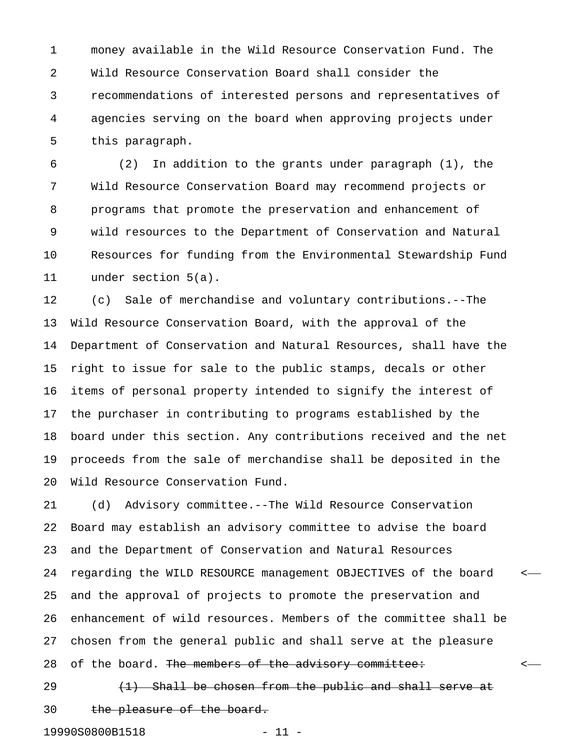money available in the Wild Resource Conservation Fund. The Wild Resource Conservation Board shall consider the recommendations of interested persons and representatives of agencies serving on the board when approving projects under this paragraph.

(2) In addition to the grants under paragraph (1), the Wild Resource Conservation Board may recommend projects or programs that promote the preservation and enhancement of wild resources to the Department of Conservation and Natural Resources for funding from the Environmental Stewardship Fund under section 5(a).

(c) Sale of merchandise and voluntary contributions.--The Wild Resource Conservation Board, with the approval of the Department of Conservation and Natural Resources, shall have the right to issue for sale to the public stamps, decals or other items of personal property intended to signify the interest of the purchaser in contributing to programs established by the board under this section. Any contributions received and the net proceeds from the sale of merchandise shall be deposited in the Wild Resource Conservation Fund.

(d) Advisory committee.--The Wild Resource Conservation Board may establish an advisory committee to advise the board and the Department of Conservation and Natural Resources regarding the WILD RESOURCE management OBJECTIVES of the board and the approval of projects to promote the preservation and enhancement of wild resources. Members of the committee shall be chosen from the general public and shall serve at the pleasure of the board. ~~The members of the advisory committee:~~

~~(1) Shall be chosen from the public and shall serve at the pleasure of the board.~~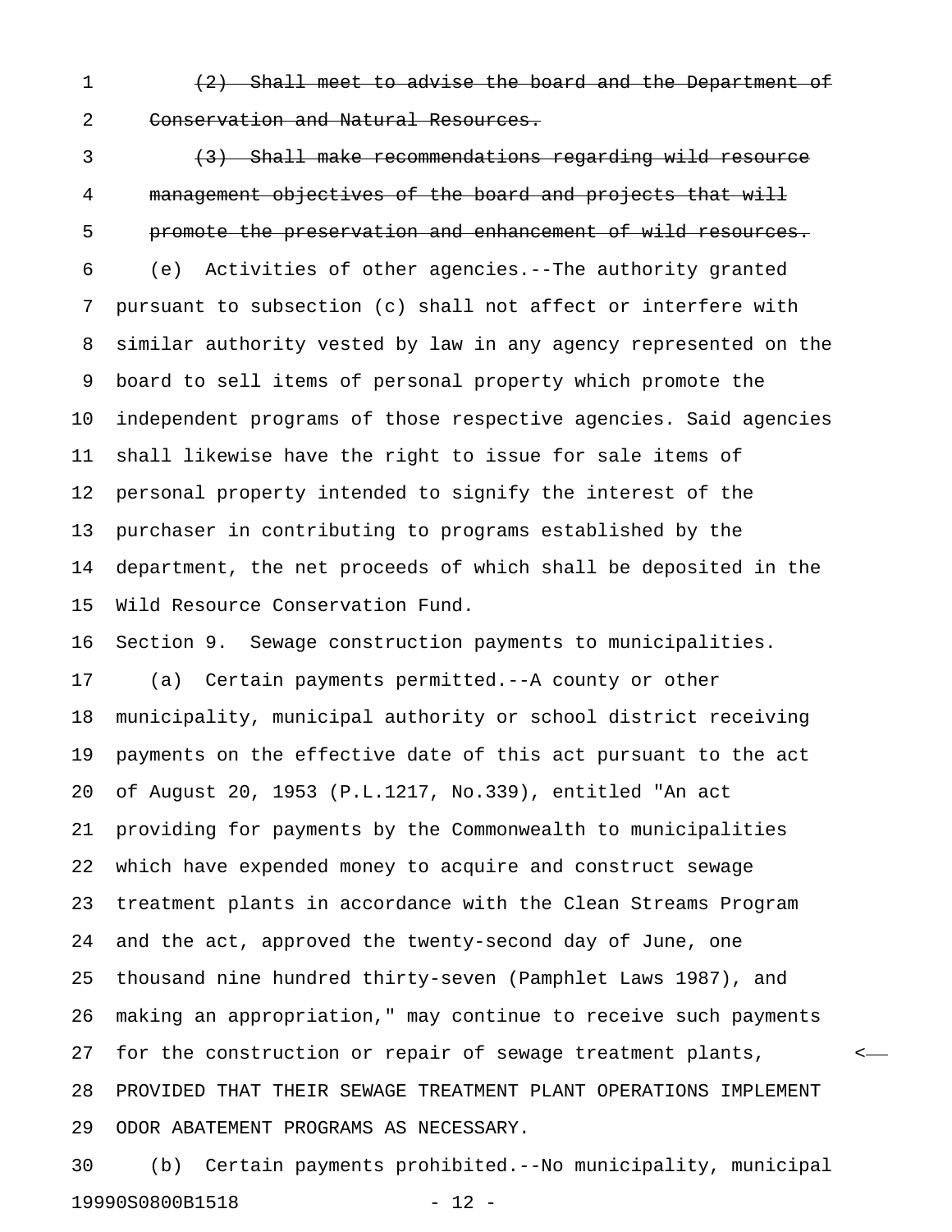~~(2) Shall meet to advise the board and the Department of Conservation and Natural Resources.~~

~~(3) Shall make recommendations regarding wild resource management objectives of the board and projects that will promote the preservation and enhancement of wild resources.~~

(e) Activities of other agencies.--The authority granted pursuant to subsection (c) shall not affect or interfere with similar authority vested by law in any agency represented on the board to sell items of personal property which promote the independent programs of those respective agencies. Said agencies shall likewise have the right to issue for sale items of personal property intended to signify the interest of the purchaser in contributing to programs established by the department, the net proceeds of which shall be deposited in the Wild Resource Conservation Fund.

Section 9. Sewage construction payments to municipalities.

(a) Certain payments permitted.--A county or other municipality, municipal authority or school district receiving payments on the effective date of this act pursuant to the act of August 20, 1953 (P.L.1217, No.339), entitled "An act providing for payments by the Commonwealth to municipalities which have expended money to acquire and construct sewage treatment plants in accordance with the Clean Streams Program and the act, approved the twenty-second day of June, one thousand nine hundred thirty-seven (Pamphlet Laws 1987), and making an appropriation," may continue to receive such payments for the construction or repair of sewage treatment plants, PROVIDED THAT THEIR SEWAGE TREATMENT PLANT OPERATIONS IMPLEMENT ODOR ABATEMENT PROGRAMS AS NECESSARY.

(b) Certain payments prohibited.--No municipality, municipal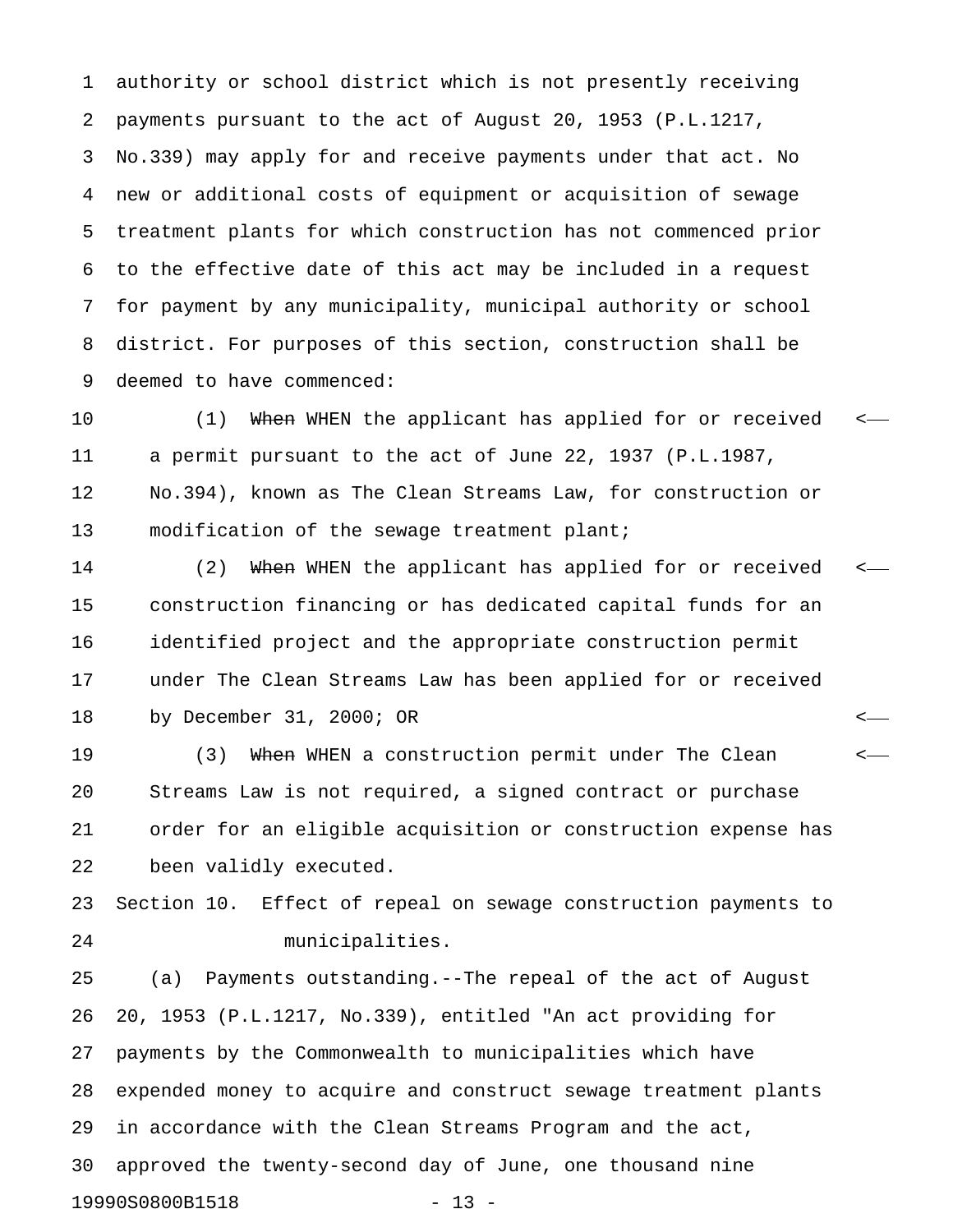authority or school district which is not presently receiving payments pursuant to the act of August 20, 1953 (P.L.1217, No.339) may apply for and receive payments under that act. No new or additional costs of equipment or acquisition of sewage treatment plants for which construction has not commenced prior to the effective date of this act may be included in a request for payment by any municipality, municipal authority or school district. For purposes of this section, construction shall be deemed to have commenced:

(1) ~~When~~ WHEN the applicant has applied for or received a permit pursuant to the act of June 22, 1937 (P.L.1987, No.394), known as The Clean Streams Law, for construction or modification of the sewage treatment plant;

(2) ~~When~~ WHEN the applicant has applied for or received construction financing or has dedicated capital funds for an identified project and the appropriate construction permit under The Clean Streams Law has been applied for or received by December 31, 2000; OR

(3) ~~When~~ WHEN a construction permit under The Clean Streams Law is not required, a signed contract or purchase order for an eligible acquisition or construction expense has been validly executed.

Section 10. Effect of repeal on sewage construction payments to municipalities.

(a) Payments outstanding.--The repeal of the act of August 20, 1953 (P.L.1217, No.339), entitled "An act providing for payments by the Commonwealth to municipalities which have expended money to acquire and construct sewage treatment plants in accordance with the Clean Streams Program and the act, approved the twenty-second day of June, one thousand nine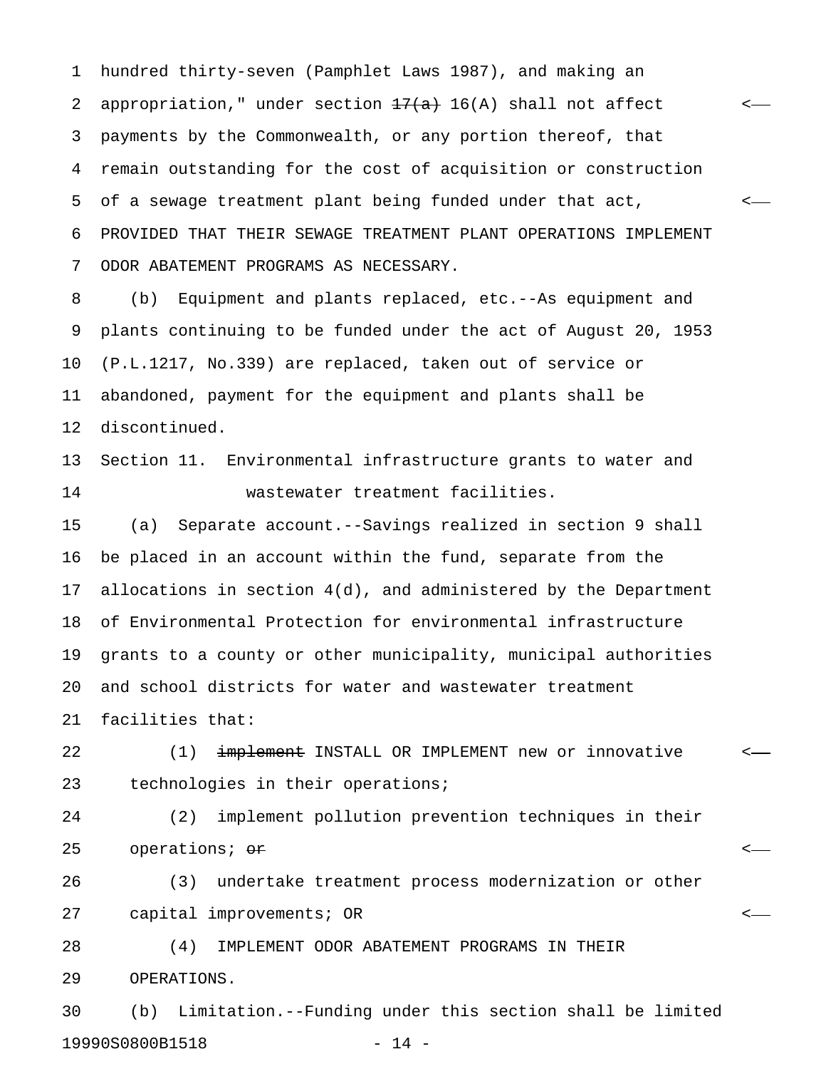hundred thirty-seven (Pamphlet Laws 1987), and making an appropriation," under section ~~17(a)~~ 16(A) shall not affect payments by the Commonwealth, or any portion thereof, that remain outstanding for the cost of acquisition or construction of a sewage treatment plant being funded under that act, PROVIDED THAT THEIR SEWAGE TREATMENT PLANT OPERATIONS IMPLEMENT ODOR ABATEMENT PROGRAMS AS NECESSARY.

(b) Equipment and plants replaced, etc.--As equipment and plants continuing to be funded under the act of August 20, 1953 (P.L.1217, No.339) are replaced, taken out of service or abandoned, payment for the equipment and plants shall be discontinued.

Section 11. Environmental infrastructure grants to water and wastewater treatment facilities.

(a) Separate account.--Savings realized in section 9 shall be placed in an account within the fund, separate from the allocations in section 4(d), and administered by the Department of Environmental Protection for environmental infrastructure grants to a county or other municipality, municipal authorities and school districts for water and wastewater treatment facilities that:

(1) ~~implement~~ INSTALL OR IMPLEMENT new or innovative technologies in their operations;

(2) implement pollution prevention techniques in their operations; ~~or~~

(3) undertake treatment process modernization or other capital improvements; OR

(4) IMPLEMENT ODOR ABATEMENT PROGRAMS IN THEIR OPERATIONS.

(b) Limitation.--Funding under this section shall be limited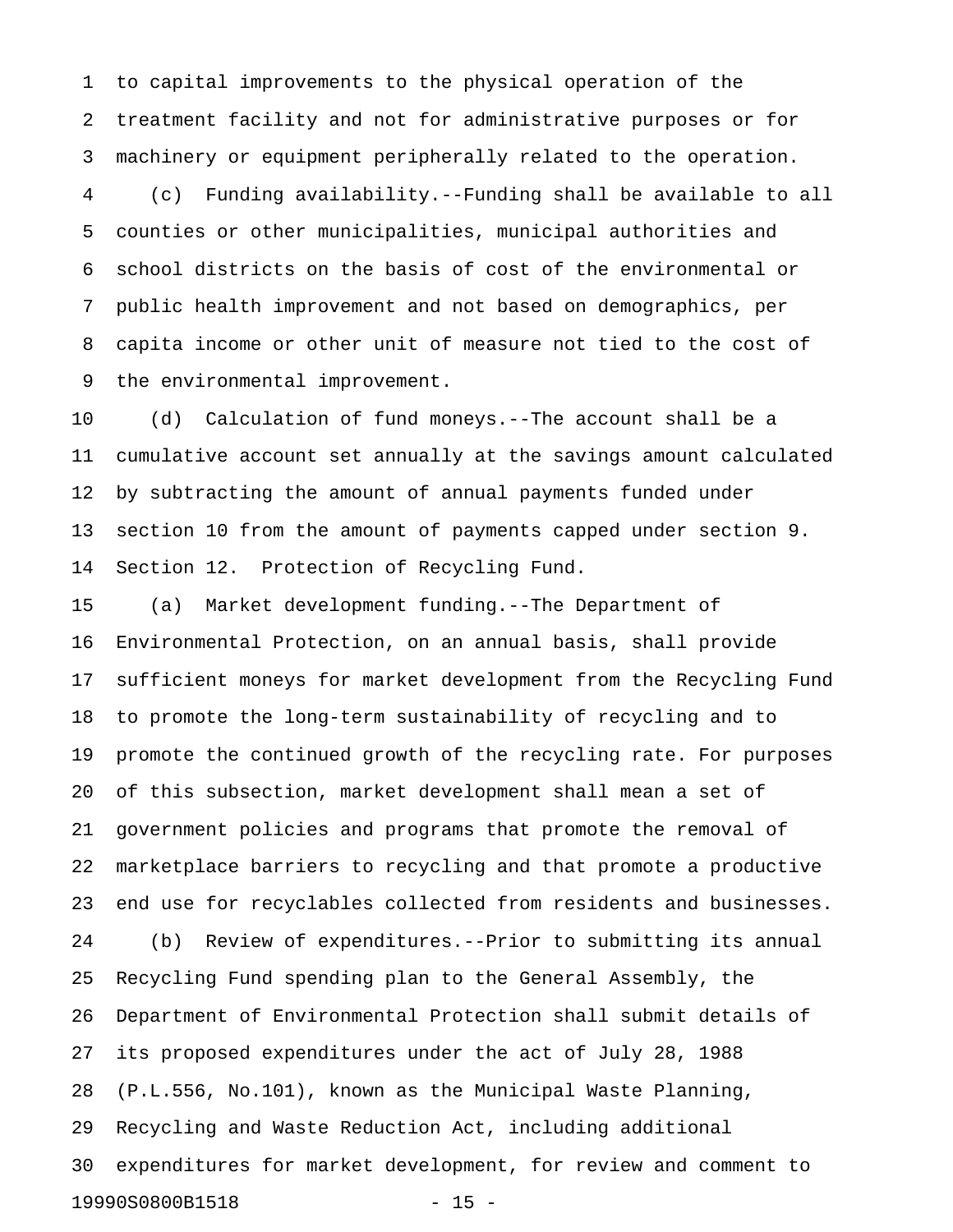to capital improvements to the physical operation of the treatment facility and not for administrative purposes or for machinery or equipment peripherally related to the operation.

(c) Funding availability.--Funding shall be available to all counties or other municipalities, municipal authorities and school districts on the basis of cost of the environmental or public health improvement and not based on demographics, per capita income or other unit of measure not tied to the cost of the environmental improvement.

(d) Calculation of fund moneys.--The account shall be a cumulative account set annually at the savings amount calculated by subtracting the amount of annual payments funded under section 10 from the amount of payments capped under section 9.

Section 12. Protection of Recycling Fund.

(a) Market development funding.--The Department of Environmental Protection, on an annual basis, shall provide sufficient moneys for market development from the Recycling Fund to promote the long-term sustainability of recycling and to promote the continued growth of the recycling rate. For purposes of this subsection, market development shall mean a set of government policies and programs that promote the removal of marketplace barriers to recycling and that promote a productive end use for recyclables collected from residents and businesses.

(b) Review of expenditures.--Prior to submitting its annual Recycling Fund spending plan to the General Assembly, the Department of Environmental Protection shall submit details of its proposed expenditures under the act of July 28, 1988 (P.L.556, No.101), known as the Municipal Waste Planning, Recycling and Waste Reduction Act, including additional expenditures for market development, for review and comment to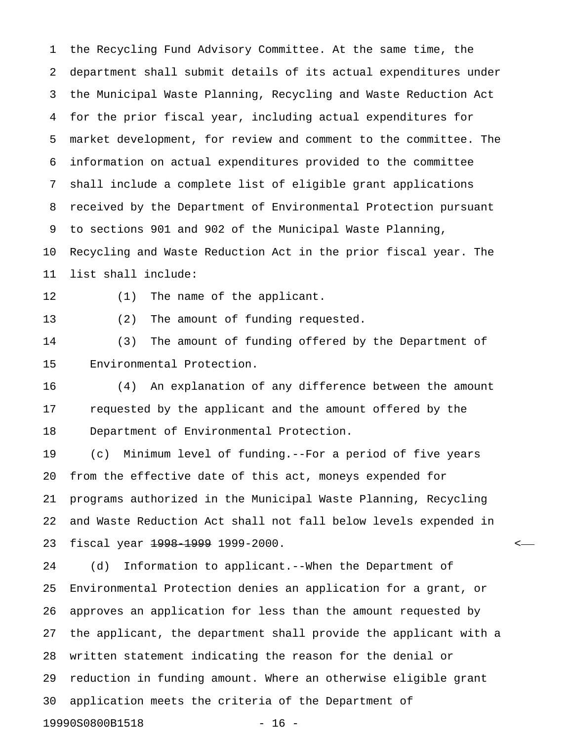the Recycling Fund Advisory Committee. At the same time, the department shall submit details of its actual expenditures under the Municipal Waste Planning, Recycling and Waste Reduction Act for the prior fiscal year, including actual expenditures for market development, for review and comment to the committee. The information on actual expenditures provided to the committee shall include a complete list of eligible grant applications received by the Department of Environmental Protection pursuant to sections 901 and 902 of the Municipal Waste Planning, Recycling and Waste Reduction Act in the prior fiscal year. The list shall include:

(1) The name of the applicant.

(2) The amount of funding requested.

(3) The amount of funding offered by the Department of Environmental Protection.

(4) An explanation of any difference between the amount requested by the applicant and the amount offered by the Department of Environmental Protection.

(c) Minimum level of funding.--For a period of five years from the effective date of this act, moneys expended for programs authorized in the Municipal Waste Planning, Recycling and Waste Reduction Act shall not fall below levels expended in fiscal year ~~1998-1999~~ 1999-2000.

(d) Information to applicant.--When the Department of Environmental Protection denies an application for a grant, or approves an application for less than the amount requested by the applicant, the department shall provide the applicant with a written statement indicating the reason for the denial or reduction in funding amount. Where an otherwise eligible grant application meets the criteria of the Department of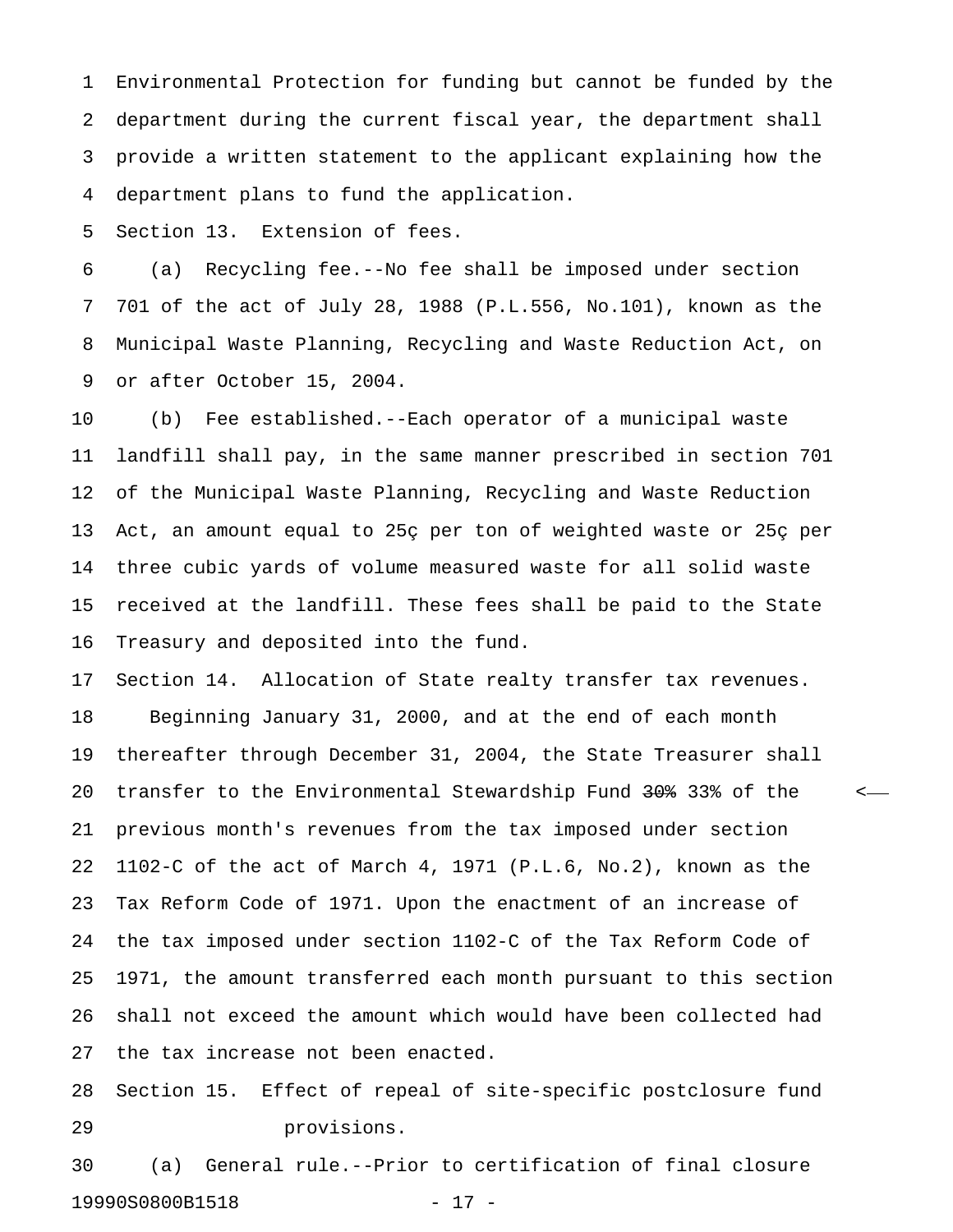Environmental Protection for funding but cannot be funded by the department during the current fiscal year, the department shall provide a written statement to the applicant explaining how the department plans to fund the application.

Section 13. Extension of fees.

(a) Recycling fee.--No fee shall be imposed under section 701 of the act of July 28, 1988 (P.L.556, No.101), known as the Municipal Waste Planning, Recycling and Waste Reduction Act, on or after October 15, 2004.

(b) Fee established.--Each operator of a municipal waste landfill shall pay, in the same manner prescribed in section 701 of the Municipal Waste Planning, Recycling and Waste Reduction Act, an amount equal to 25ç per ton of weighted waste or 25ç per three cubic yards of volume measured waste for all solid waste received at the landfill. These fees shall be paid to the State Treasury and deposited into the fund.

Section 14. Allocation of State realty transfer tax revenues.

Beginning January 31, 2000, and at the end of each month thereafter through December 31, 2004, the State Treasurer shall transfer to the Environmental Stewardship Fund ~~30%~~ 33% of the previous month's revenues from the tax imposed under section 1102-C of the act of March 4, 1971 (P.L.6, No.2), known as the Tax Reform Code of 1971. Upon the enactment of an increase of the tax imposed under section 1102-C of the Tax Reform Code of 1971, the amount transferred each month pursuant to this section shall not exceed the amount which would have been collected had the tax increase not been enacted.

Section 15. Effect of repeal of site-specific postclosure fund provisions.

(a) General rule.--Prior to certification of final closure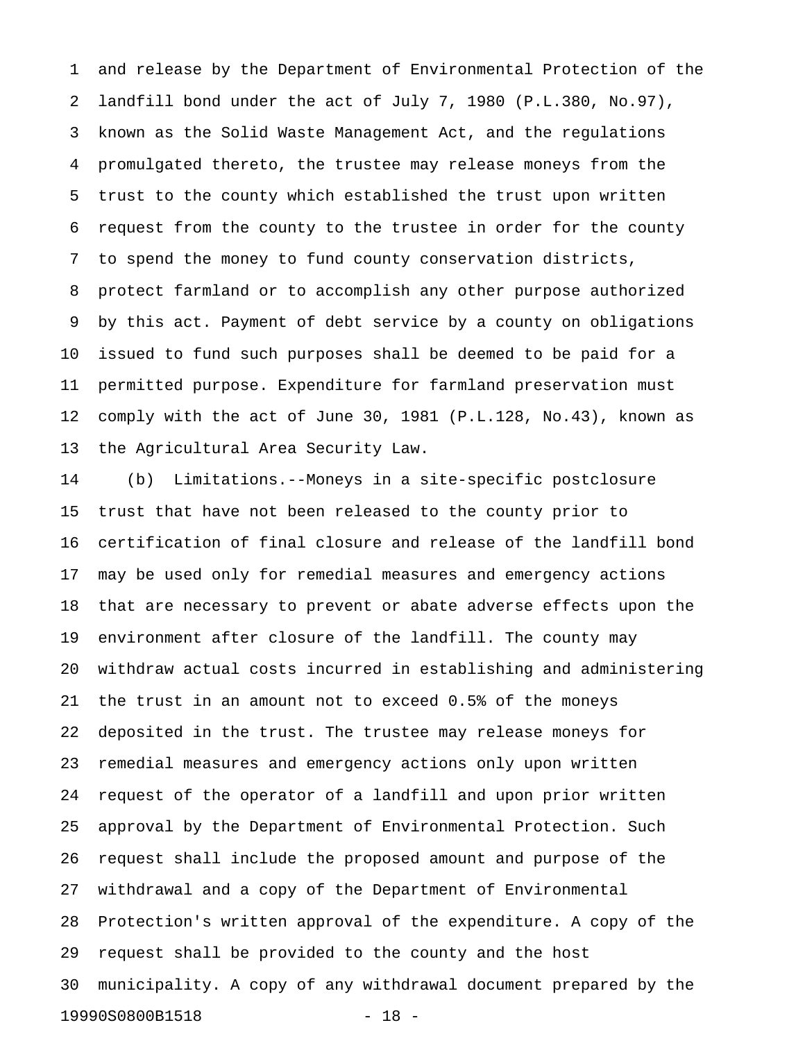and release by the Department of Environmental Protection of the landfill bond under the act of July 7, 1980 (P.L.380, No.97), known as the Solid Waste Management Act, and the regulations promulgated thereto, the trustee may release moneys from the trust to the county which established the trust upon written request from the county to the trustee in order for the county to spend the money to fund county conservation districts, protect farmland or to accomplish any other purpose authorized by this act. Payment of debt service by a county on obligations issued to fund such purposes shall be deemed to be paid for a permitted purpose. Expenditure for farmland preservation must comply with the act of June 30, 1981 (P.L.128, No.43), known as the Agricultural Area Security Law.

(b) Limitations.--Moneys in a site-specific postclosure trust that have not been released to the county prior to certification of final closure and release of the landfill bond may be used only for remedial measures and emergency actions that are necessary to prevent or abate adverse effects upon the environment after closure of the landfill. The county may withdraw actual costs incurred in establishing and administering the trust in an amount not to exceed 0.5% of the moneys deposited in the trust. The trustee may release moneys for remedial measures and emergency actions only upon written request of the operator of a landfill and upon prior written approval by the Department of Environmental Protection. Such request shall include the proposed amount and purpose of the withdrawal and a copy of the Department of Environmental Protection's written approval of the expenditure. A copy of the request shall be provided to the county and the host municipality. A copy of any withdrawal document prepared by the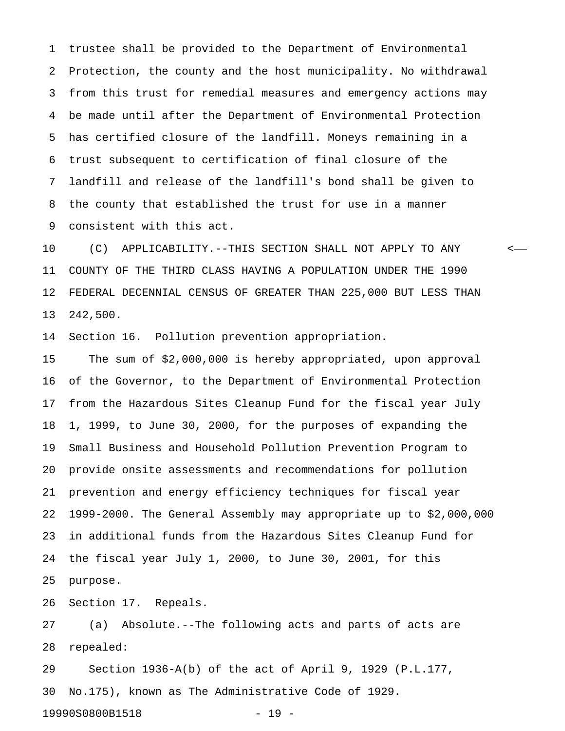trustee shall be provided to the Department of Environmental Protection, the county and the host municipality. No withdrawal from this trust for remedial measures and emergency actions may be made until after the Department of Environmental Protection has certified closure of the landfill. Moneys remaining in a trust subsequent to certification of final closure of the landfill and release of the landfill's bond shall be given to the county that established the trust for use in a manner consistent with this act.

(C) APPLICABILITY.--THIS SECTION SHALL NOT APPLY TO ANY COUNTY OF THE THIRD CLASS HAVING A POPULATION UNDER THE 1990 FEDERAL DECENNIAL CENSUS OF GREATER THAN 225,000 BUT LESS THAN 242,500.

Section 16. Pollution prevention appropriation.

The sum of $2,000,000 is hereby appropriated, upon approval of the Governor, to the Department of Environmental Protection from the Hazardous Sites Cleanup Fund for the fiscal year July 1, 1999, to June 30, 2000, for the purposes of expanding the Small Business and Household Pollution Prevention Program to provide onsite assessments and recommendations for pollution prevention and energy efficiency techniques for fiscal year 1999-2000. The General Assembly may appropriate up to $2,000,000 in additional funds from the Hazardous Sites Cleanup Fund for the fiscal year July 1, 2000, to June 30, 2001, for this purpose.

Section 17. Repeals.

(a) Absolute.--The following acts and parts of acts are repealed:

Section 1936-A(b) of the act of April 9, 1929 (P.L.177, No.175), known as The Administrative Code of 1929.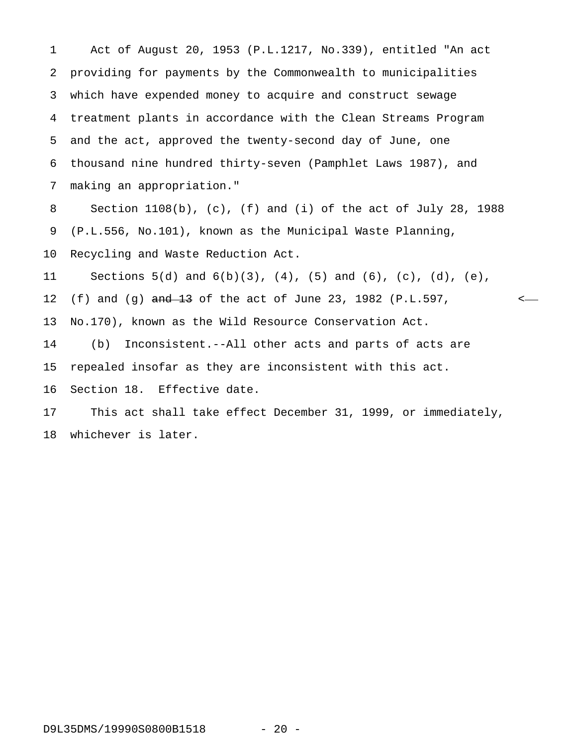Act of August 20, 1953 (P.L.1217, No.339), entitled "An act providing for payments by the Commonwealth to municipalities which have expended money to acquire and construct sewage treatment plants in accordance with the Clean Streams Program and the act, approved the twenty-second day of June, one thousand nine hundred thirty-seven (Pamphlet Laws 1987), and making an appropriation."

Section 1108(b), (c), (f) and (i) of the act of July 28, 1988 (P.L.556, No.101), known as the Municipal Waste Planning, Recycling and Waste Reduction Act.

Sections 5(d) and 6(b)(3), (4), (5) and (6), (c), (d), (e), (f) and (g) ~~and 13~~ of the act of June 23, 1982 (P.L.597, No.170), known as the Wild Resource Conservation Act.

(b) Inconsistent.--All other acts and parts of acts are repealed insofar as they are inconsistent with this act.

Section 18. Effective date.

This act shall take effect December 31, 1999, or immediately, whichever is later.